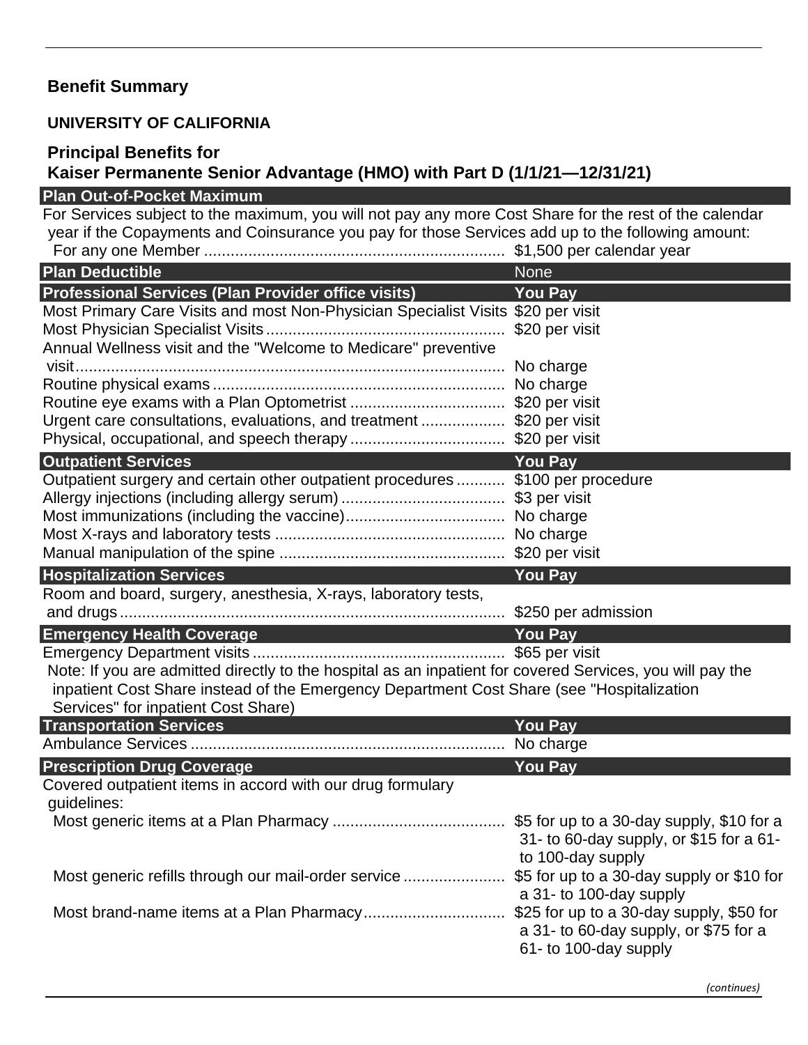## Benefit Summary

### UNIVERSITY OF CALIFORNIA

### Principal Benefits for Kaiser Permanente Senior Advantage (HMO) with Part D (1/1/21—12/31/21)

| Plan Out-of-Pocket Maximum | |
|---|---|
| For Services subject to the maximum, you will not pay any more Cost Share for the rest of the calendar year if the Copayments and Coinsurance you pay for those Services add up to the following amount: | |
| For any one Member | $1,500 per calendar year |

| Plan Deductible | None |
|---|---|

| Professional Services (Plan Provider office visits) | You Pay |
|---|---|
| Most Primary Care Visits and most Non-Physician Specialist Visits | $20 per visit |
| Most Physician Specialist Visits | $20 per visit |
| Annual Wellness visit and the "Welcome to Medicare" preventive visit | No charge |
| Routine physical exams | No charge |
| Routine eye exams with a Plan Optometrist | $20 per visit |
| Urgent care consultations, evaluations, and treatment | $20 per visit |
| Physical, occupational, and speech therapy | $20 per visit |

| Outpatient Services | You Pay |
|---|---|
| Outpatient surgery and certain other outpatient procedures | $100 per procedure |
| Allergy injections (including allergy serum) | $3 per visit |
| Most immunizations (including the vaccine) | No charge |
| Most X-rays and laboratory tests | No charge |
| Manual manipulation of the spine | $20 per visit |

| Hospitalization Services | You Pay |
|---|---|
| Room and board, surgery, anesthesia, X-rays, laboratory tests, and drugs | $250 per admission |

| Emergency Health Coverage | You Pay |
|---|---|
| Emergency Department visits | $65 per visit |

Note: If you are admitted directly to the hospital as an inpatient for covered Services, you will pay the inpatient Cost Share instead of the Emergency Department Cost Share (see "Hospitalization Services" for inpatient Cost Share)

| Transportation Services | You Pay |
|---|---|
| Ambulance Services | No charge |

| Prescription Drug Coverage | You Pay |
|---|---|
| Covered outpatient items in accord with our drug formulary guidelines: | |
| Most generic items at a Plan Pharmacy | $5 for up to a 30-day supply, $10 for a 31- to 60-day supply, or $15 for a 61- to 100-day supply |
| Most generic refills through our mail-order service | $5 for up to a 30-day supply or $10 for a 31- to 100-day supply |
| Most brand-name items at a Plan Pharmacy | $25 for up to a 30-day supply, $50 for a 31- to 60-day supply, or $75 for a 61- to 100-day supply |

*(continues)*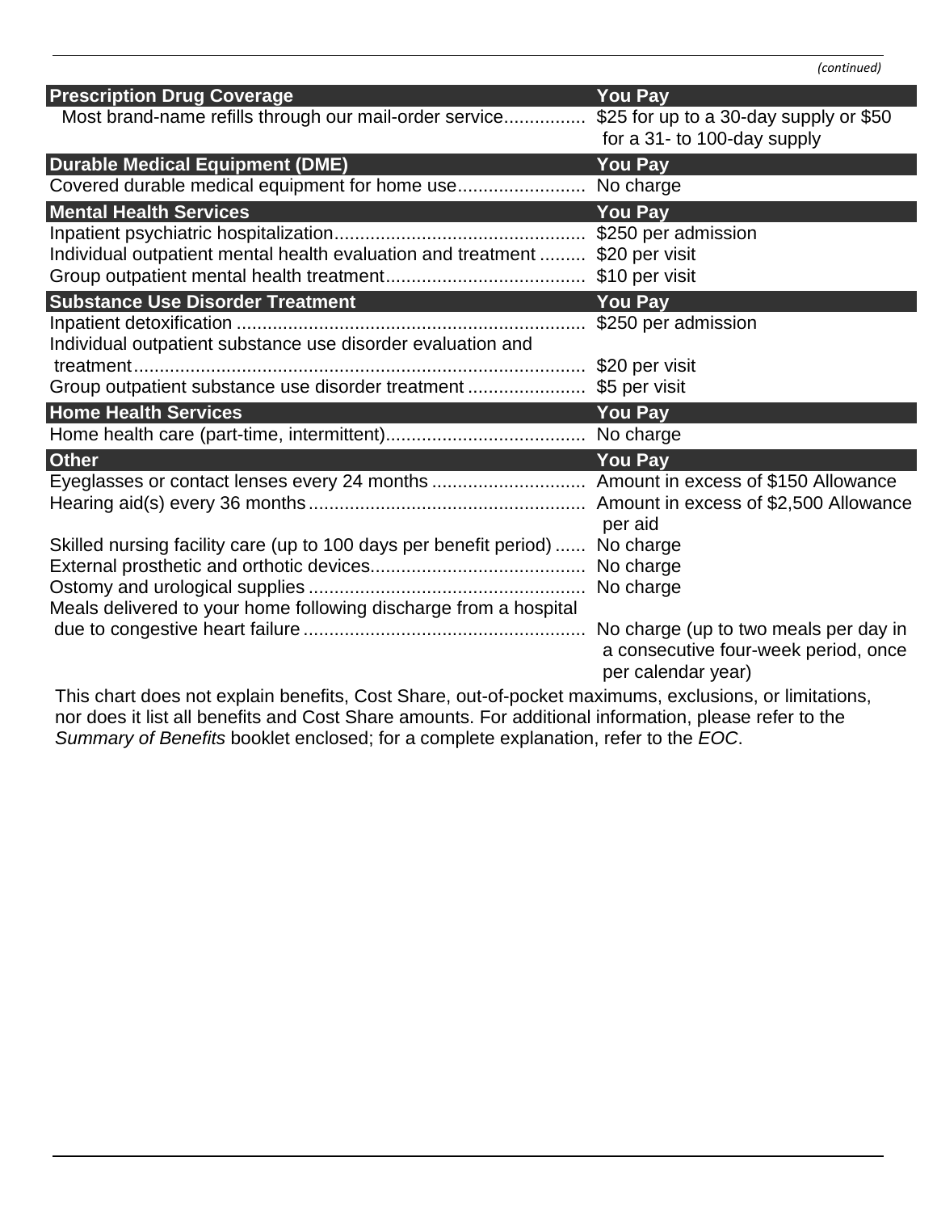*(continued)*

| Prescription Drug Coverage | You Pay |
| --- | --- |
| Most brand-name refills through our mail-order service | $25 for up to a 30-day supply or $50 for a 31- to 100-day supply |
| **Durable Medical Equipment (DME)** | **You Pay** |
| Covered durable medical equipment for home use | No charge |
| **Mental Health Services** | **You Pay** |
| Inpatient psychiatric hospitalization | $250 per admission |
| Individual outpatient mental health evaluation and treatment | $20 per visit |
| Group outpatient mental health treatment | $10 per visit |
| **Substance Use Disorder Treatment** | **You Pay** |
| Inpatient detoxification | $250 per admission |
| Individual outpatient substance use disorder evaluation and treatment | $20 per visit |
| Group outpatient substance use disorder treatment | $5 per visit |
| **Home Health Services** | **You Pay** |
| Home health care (part-time, intermittent) | No charge |
| **Other** | **You Pay** |
| Eyeglasses or contact lenses every 24 months | Amount in excess of $150 Allowance |
| Hearing aid(s) every 36 months | Amount in excess of $2,500 Allowance per aid |
| Skilled nursing facility care (up to 100 days per benefit period) | No charge |
| External prosthetic and orthotic devices | No charge |
| Ostomy and urological supplies | No charge |
| Meals delivered to your home following discharge from a hospital due to congestive heart failure | No charge (up to two meals per day in a consecutive four-week period, once per calendar year) |

This chart does not explain benefits, Cost Share, out-of-pocket maximums, exclusions, or limitations, nor does it list all benefits and Cost Share amounts. For additional information, please refer to the *Summary of Benefits* booklet enclosed; for a complete explanation, refer to the *EOC*.